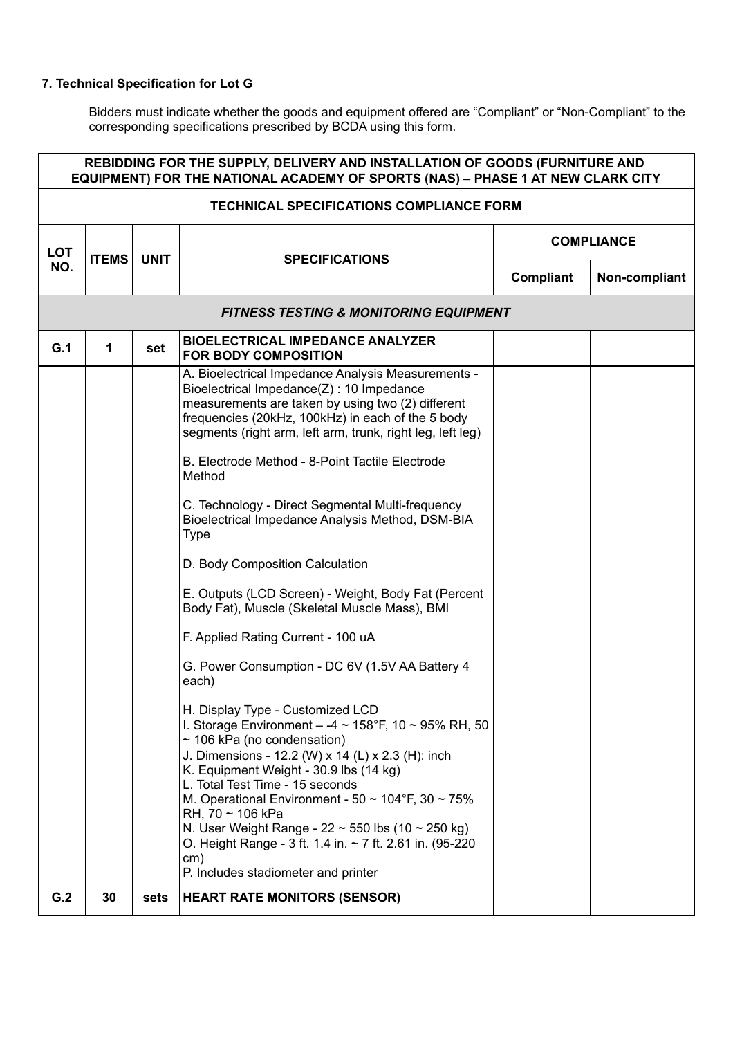### 7. Technical Specification for Lot G

Bidders must indicate whether the goods and equipment offered are "Compliant" or "Non-Compliant" to the corresponding specifications prescribed by BCDA using this form.

| REBIDDING FOR THE SUPPLY, DELIVERY AND INSTALLATION OF GOODS (FURNITURE AND EQUIPMENT) FOR THE NATIONAL ACADEMY OF SPORTS (NAS) – PHASE 1 AT NEW CLARK CITY | | | | | |
|---|---|---|---|---|---|
| **TECHNICAL SPECIFICATIONS COMPLIANCE FORM** | | | | | |
| **LOT NO.** | **ITEMS** | **UNIT** | **SPECIFICATIONS** | **COMPLIANCE** | |
| | | | | **Compliant** | **Non-compliant** |
| ***FITNESS TESTING & MONITORING EQUIPMENT*** | | | | | |
| **G.1** | **1** | **set** | **BIOELECTRICAL IMPEDANCE ANALYZER FOR BODY COMPOSITION** | | |
| | | | A. Bioelectrical Impedance Analysis Measurements - Bioelectrical Impedance(Z) : 10 Impedance measurements are taken by using two (2) different frequencies (20kHz, 100kHz) in each of the 5 body segments (right arm, left arm, trunk, right leg, left leg)<br><br>B. Electrode Method - 8-Point Tactile Electrode Method<br><br>C. Technology - Direct Segmental Multi-frequency Bioelectrical Impedance Analysis Method, DSM-BIA Type<br><br>D. Body Composition Calculation<br><br>E. Outputs (LCD Screen) - Weight, Body Fat (Percent Body Fat), Muscle (Skeletal Muscle Mass), BMI<br><br>F. Applied Rating Current - 100 uA<br><br>G. Power Consumption - DC 6V (1.5V AA Battery 4 each)<br><br>H. Display Type - Customized LCD<br>I. Storage Environment – -4 ~ 158°F, 10 ~ 95% RH, 50 ~ 106 kPa (no condensation)<br>J. Dimensions - 12.2 (W) x 14 (L) x 2.3 (H): inch<br>K. Equipment Weight - 30.9 lbs (14 kg)<br>L. Total Test Time - 15 seconds<br>M. Operational Environment - 50 ~ 104°F, 30 ~ 75% RH, 70 ~ 106 kPa<br>N. User Weight Range - 22 ~ 550 lbs (10 ~ 250 kg)<br>O. Height Range - 3 ft. 1.4 in. ~ 7 ft. 2.61 in. (95-220 cm)<br>P. Includes stadiometer and printer | | |
| **G.2** | **30** | **sets** | **HEART RATE MONITORS (SENSOR)** | | |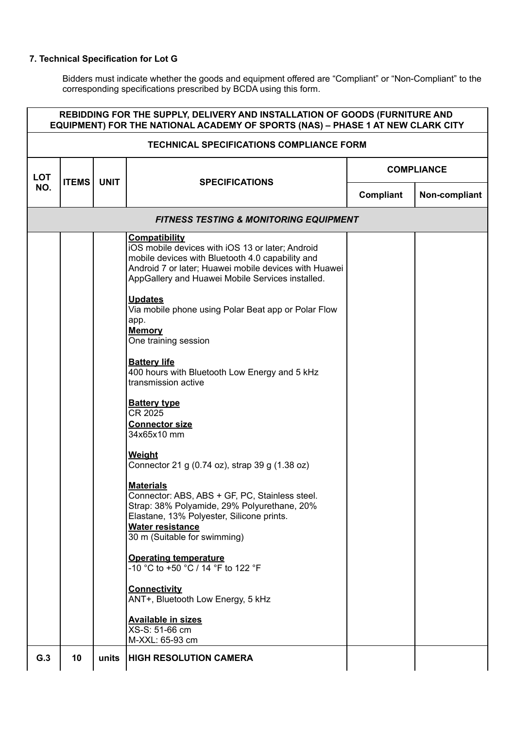### 7. Technical Specification for Lot G

Bidders must indicate whether the goods and equipment offered are "Compliant" or "Non-Compliant" to the corresponding specifications prescribed by BCDA using this form.

| **REBIDDING FOR THE SUPPLY, DELIVERY AND INSTALLATION OF GOODS (FURNITURE AND EQUIPMENT) FOR THE NATIONAL ACADEMY OF SPORTS (NAS) – PHASE 1 AT NEW CLARK CITY** | | | | | |
|---|---|---|---|---|---|
| **TECHNICAL SPECIFICATIONS COMPLIANCE FORM** | | | | | |
| **LOT NO.** | **ITEMS** | **UNIT** | **SPECIFICATIONS** | **COMPLIANCE** | |
| | | | | **Compliant** | **Non-compliant** |
| ***FITNESS TESTING & MONITORING EQUIPMENT*** | | | | | |
| | | | **Compatibility**<br>iOS mobile devices with iOS 13 or later; Android mobile devices with Bluetooth 4.0 capability and Android 7 or later; Huawei mobile devices with Huawei AppGallery and Huawei Mobile Services installed.<br><br>**Updates**<br>Via mobile phone using Polar Beat app or Polar Flow app.<br>**Memory**<br>One training session<br><br>**Battery life**<br>400 hours with Bluetooth Low Energy and 5 kHz transmission active<br><br>**Battery type**<br>CR 2025<br>**Connector size**<br>34x65x10 mm<br><br>**Weight**<br>Connector 21 g (0.74 oz), strap 39 g (1.38 oz)<br><br>**Materials**<br>Connector: ABS, ABS + GF, PC, Stainless steel.<br>Strap: 38% Polyamide, 29% Polyurethane, 20% Elastane, 13% Polyester, Silicone prints.<br>**Water resistance**<br>30 m (Suitable for swimming)<br><br>**Operating temperature**<br>-10 °C to +50 °C / 14 °F to 122 °F<br><br>**Connectivity**<br>ANT+, Bluetooth Low Energy, 5 kHz<br><br>**Available in sizes**<br>XS-S: 51-66 cm<br>M-XXL: 65-93 cm | | |
| **G.3** | **10** | **units** | **HIGH RESOLUTION CAMERA** | | |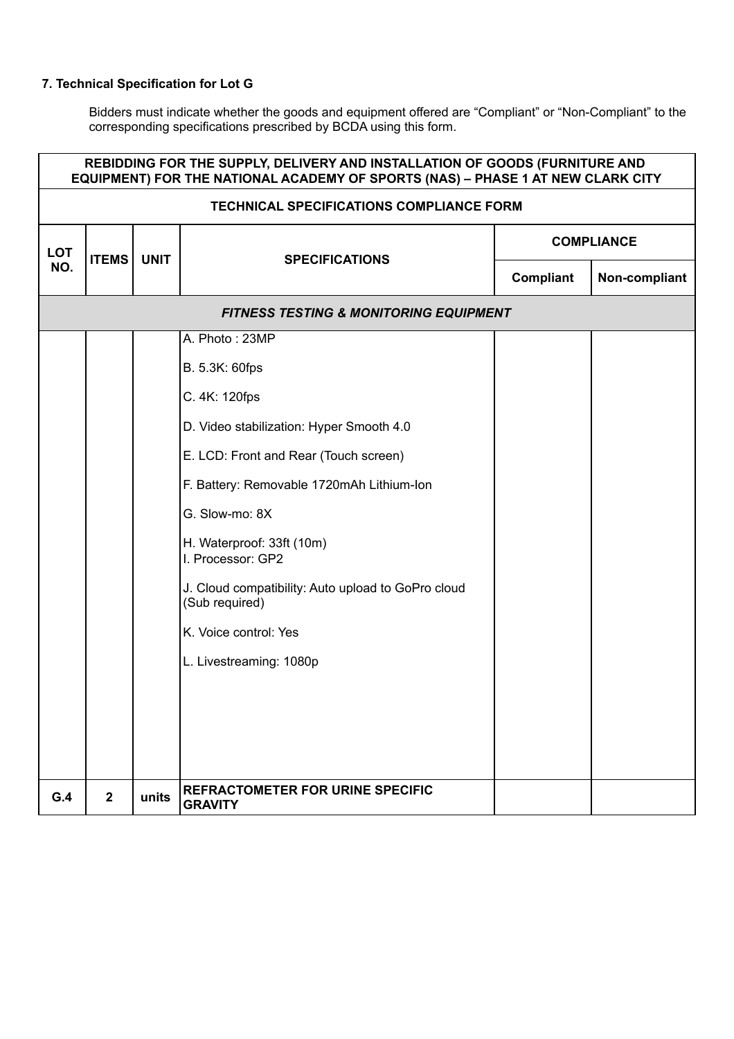**7. Technical Specification for Lot G**

Bidders must indicate whether the goods and equipment offered are "Compliant" or "Non-Compliant" to the corresponding specifications prescribed by BCDA using this form.

| REBIDDING FOR THE SUPPLY, DELIVERY AND INSTALLATION OF GOODS (FURNITURE AND EQUIPMENT) FOR THE NATIONAL ACADEMY OF SPORTS (NAS) – PHASE 1 AT NEW CLARK CITY | | | | | |
|---|---|---|---|---|---|
| **TECHNICAL SPECIFICATIONS COMPLIANCE FORM** | | | | | |
| **LOT NO.** | **ITEMS** | **UNIT** | **SPECIFICATIONS** | **COMPLIANCE** | |
| | | | | **Compliant** | **Non-compliant** |
| ***FITNESS TESTING & MONITORING EQUIPMENT*** | | | | | |
| | | | A. Photo : 23MP<br>B. 5.3K: 60fps<br>C. 4K: 120fps<br>D. Video stabilization: Hyper Smooth 4.0<br>E. LCD: Front and Rear (Touch screen)<br>F. Battery: Removable 1720mAh Lithium-Ion<br>G. Slow-mo: 8X<br>H. Waterproof: 33ft (10m)<br>I. Processor: GP2<br>J. Cloud compatibility: Auto upload to GoPro cloud (Sub required)<br>K. Voice control: Yes<br>L. Livestreaming: 1080p | | |
| **G.4** | **2** | **units** | **REFRACTOMETER FOR URINE SPECIFIC GRAVITY** | | |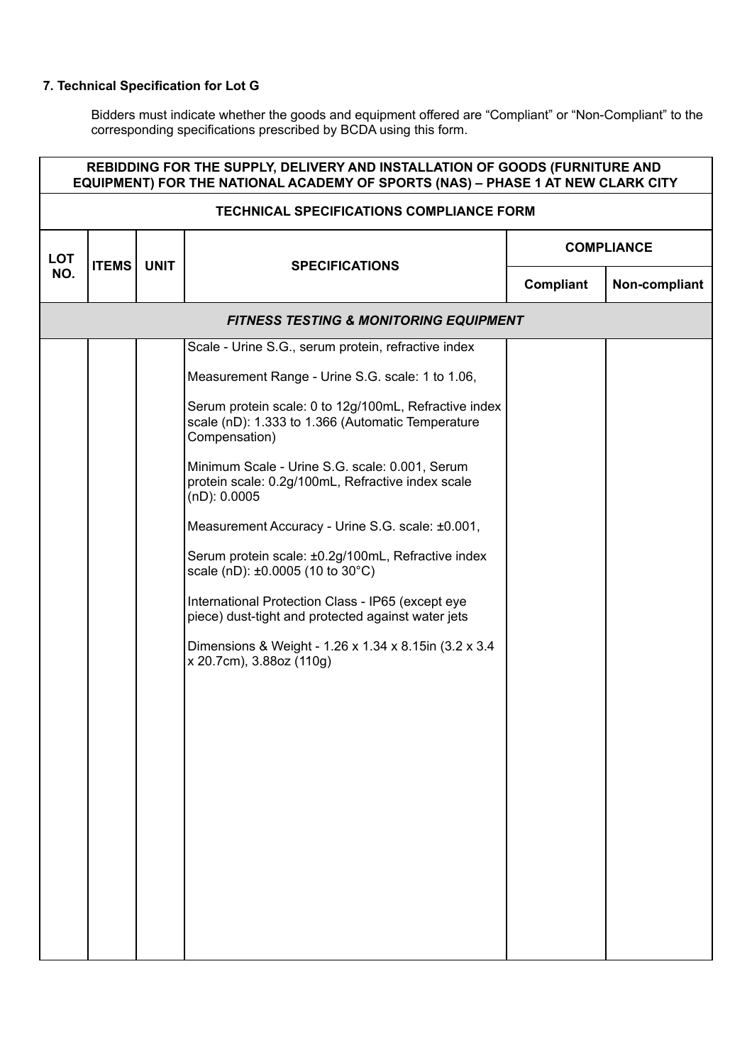**7. Technical Specification for Lot G**

Bidders must indicate whether the goods and equipment offered are "Compliant" or "Non-Compliant" to the corresponding specifications prescribed by BCDA using this form.

| **REBIDDING FOR THE SUPPLY, DELIVERY AND INSTALLATION OF GOODS (FURNITURE AND EQUIPMENT) FOR THE NATIONAL ACADEMY OF SPORTS (NAS) – PHASE 1 AT NEW CLARK CITY** | | | | | |
|---|---|---|---|---|---|
| **TECHNICAL SPECIFICATIONS COMPLIANCE FORM** | | | | | |
| **LOT NO.** | **ITEMS** | **UNIT** | **SPECIFICATIONS** | **COMPLIANCE** | |
| | | | | **Compliant** | **Non-compliant** |
| ***FITNESS TESTING & MONITORING EQUIPMENT*** | | | | | |
| | | | Scale - Urine S.G., serum protein, refractive index<br><br>Measurement Range - Urine S.G. scale: 1 to 1.06,<br><br>Serum protein scale: 0 to 12g/100mL, Refractive index scale (nD): 1.333 to 1.366 (Automatic Temperature Compensation)<br><br>Minimum Scale - Urine S.G. scale: 0.001, Serum protein scale: 0.2g/100mL, Refractive index scale (nD): 0.0005<br><br>Measurement Accuracy - Urine S.G. scale: ±0.001,<br><br>Serum protein scale: ±0.2g/100mL, Refractive index scale (nD): ±0.0005 (10 to 30°C)<br><br>International Protection Class - IP65 (except eye piece) dust-tight and protected against water jets<br><br>Dimensions & Weight - 1.26 x 1.34 x 8.15in (3.2 x 3.4 x 20.7cm), 3.88oz (110g) | | |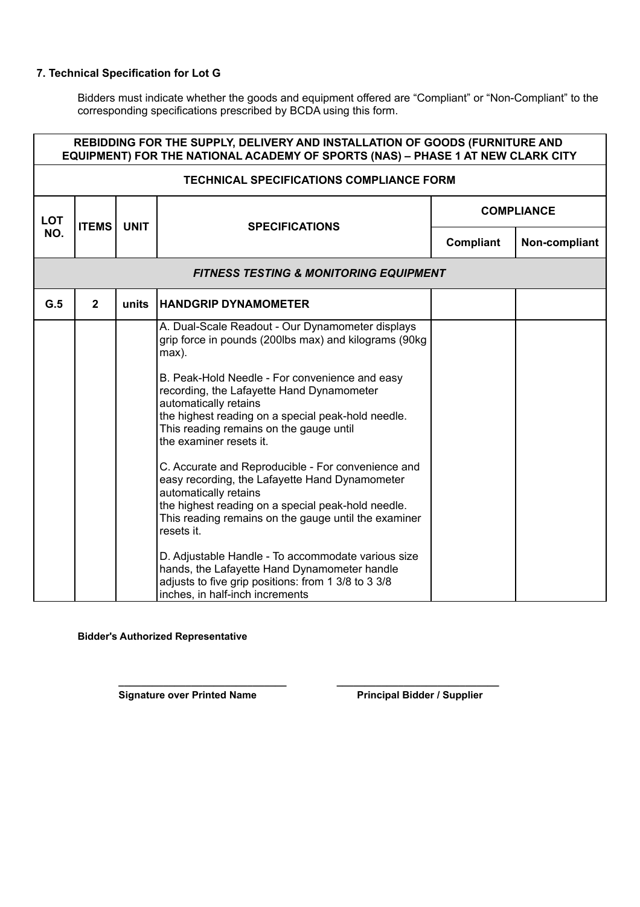**7. Technical Specification for Lot G**

Bidders must indicate whether the goods and equipment offered are "Compliant" or "Non-Compliant" to the corresponding specifications prescribed by BCDA using this form.

| REBIDDING FOR THE SUPPLY, DELIVERY AND INSTALLATION OF GOODS (FURNITURE AND EQUIPMENT) FOR THE NATIONAL ACADEMY OF SPORTS (NAS) – PHASE 1 AT NEW CLARK CITY | | | | | |
|---|---|---|---|---|---|
| **TECHNICAL SPECIFICATIONS COMPLIANCE FORM** | | | | | |
| **LOT NO.** | **ITEMS** | **UNIT** | **SPECIFICATIONS** | **COMPLIANCE** | |
| | | | | **Compliant** | **Non-compliant** |
| ***FITNESS TESTING & MONITORING EQUIPMENT*** | | | | | |
| **G.5** | **2** | **units** | **HANDGRIP DYNAMOMETER** | | |
| | | | A. Dual-Scale Readout - Our Dynamometer displays grip force in pounds (200lbs max) and kilograms (90kg max).<br><br>B. Peak-Hold Needle - For convenience and easy recording, the Lafayette Hand Dynamometer automatically retains the highest reading on a special peak-hold needle. This reading remains on the gauge until the examiner resets it.<br><br>C. Accurate and Reproducible - For convenience and easy recording, the Lafayette Hand Dynamometer automatically retains the highest reading on a special peak-hold needle. This reading remains on the gauge until the examiner resets it.<br><br>D. Adjustable Handle - To accommodate various size hands, the Lafayette Hand Dynamometer handle adjusts to five grip positions: from 1 3/8 to 3 3/8 inches, in half-inch increments | | |

**Bidder's Authorized Representative**

\_\_\_\_\_\_\_\_\_\_\_\_\_\_\_\_\_\_\_\_\_\_\_\_\_\_\_\_\_\_
**Signature over Printed Name**

\_\_\_\_\_\_\_\_\_\_\_\_\_\_\_\_\_\_\_\_\_\_\_\_\_\_\_\_\_\_
**Principal Bidder / Supplier**